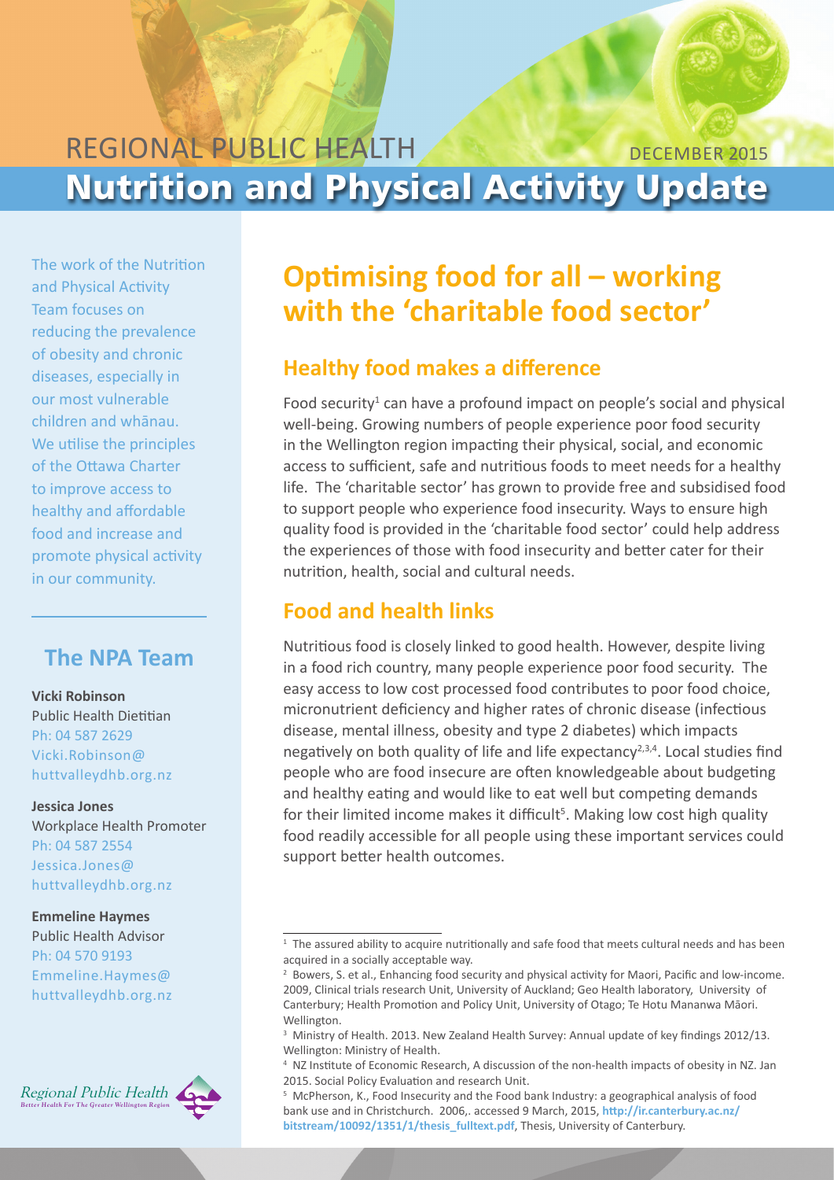REGIONAL PUBLIC HEALTH

DECEMBER 2015

# Nutrition and Physical Activity Update

The work of the Nutrition and Physical Activity Team focuses on reducing the prevalence of obesity and chronic diseases, especially in our most vulnerable children and whānau. We utilise the principles of the Ottawa Charter to improve access to healthy and affordable food and increase and promote physical activity in our community.

## The NPA Team

**Vicki Robinson**
Public Health Dietitian
Ph: 04 587 2629
Vicki.Robinson@huttvalleydhb.org.nz

**Jessica Jones**
Workplace Health Promoter
Ph: 04 587 2554
Jessica.Jones@huttvalleydhb.org.nz

**Emmeline Haymes**
Public Health Advisor
Ph: 04 570 9193
Emmeline.Haymes@huttvalleydhb.org.nz

Regional Public Health
Better Health For The Greater Wellington Region

# Optimising food for all – working with the 'charitable food sector'

## Healthy food makes a difference

Food security[1] can have a profound impact on people's social and physical well-being. Growing numbers of people experience poor food security in the Wellington region impacting their physical, social, and economic access to sufficient, safe and nutritious foods to meet needs for a healthy life. The 'charitable sector' has grown to provide free and subsidised food to support people who experience food insecurity. Ways to ensure high quality food is provided in the 'charitable food sector' could help address the experiences of those with food insecurity and better cater for their nutrition, health, social and cultural needs.

## Food and health links

Nutritious food is closely linked to good health. However, despite living in a food rich country, many people experience poor food security. The easy access to low cost processed food contributes to poor food choice, micronutrient deficiency and higher rates of chronic disease (infectious disease, mental illness, obesity and type 2 diabetes) which impacts negatively on both quality of life and life expectancy[2,3,4]. Local studies find people who are food insecure are often knowledgeable about budgeting and healthy eating and would like to eat well but competing demands for their limited income makes it difficult[5]. Making low cost high quality food readily accessible for all people using these important services could support better health outcomes.

---

[1] The assured ability to acquire nutritionally and safe food that meets cultural needs and has been acquired in a socially acceptable way.

[2] Bowers, S. et al., Enhancing food security and physical activity for Maori, Pacific and low-income. 2009, Clinical trials research Unit, University of Auckland; Geo Health laboratory, University of Canterbury; Health Promotion and Policy Unit, University of Otago; Te Hotu Mananwa Māori. Wellington.

[3] Ministry of Health. 2013. New Zealand Health Survey: Annual update of key findings 2012/13. Wellington: Ministry of Health.

[4] NZ Institute of Economic Research, A discussion of the non-health impacts of obesity in NZ. Jan 2015. Social Policy Evaluation and research Unit.

[5] McPherson, K., Food Insecurity and the Food bank Industry: a geographical analysis of food bank use and in Christchurch. 2006,. accessed 9 March, 2015, **http://ir.canterbury.ac.nz/bitstream/10092/1351/1/thesis_fulltext.pdf**, Thesis, University of Canterbury.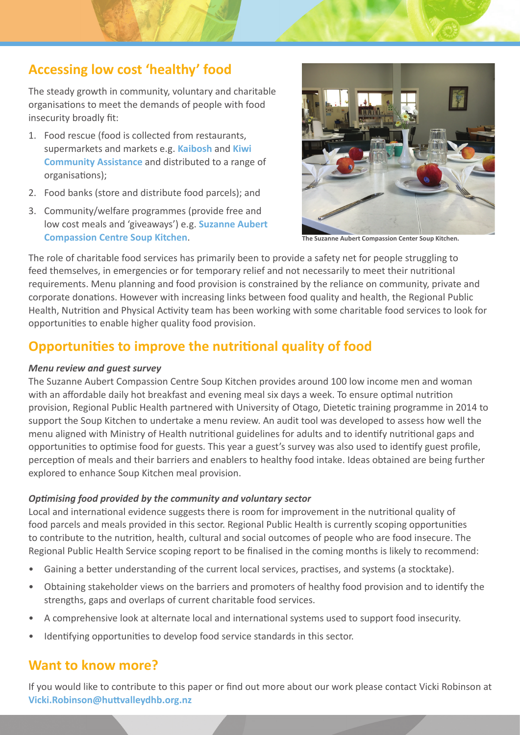## Accessing low cost 'healthy' food

The steady growth in community, voluntary and charitable organisations to meet the demands of people with food insecurity broadly fit:

1. Food rescue (food is collected from restaurants, supermarkets and markets e.g. **Kaibosh** and **Kiwi Community Assistance** and distributed to a range of organisations);
2. Food banks (store and distribute food parcels); and
3. Community/welfare programmes (provide free and low cost meals and 'giveaways') e.g. **Suzanne Aubert Compassion Centre Soup Kitchen**.

**The Suzanne Aubert Compassion Center Soup Kitchen.**

The role of charitable food services has primarily been to provide a safety net for people struggling to feed themselves, in emergencies or for temporary relief and not necessarily to meet their nutritional requirements. Menu planning and food provision is constrained by the reliance on community, private and corporate donations. However with increasing links between food quality and health, the Regional Public Health, Nutrition and Physical Activity team has been working with some charitable food services to look for opportunities to enable higher quality food provision.

## Opportunities to improve the nutritional quality of food

***Menu review and guest survey***

The Suzanne Aubert Compassion Centre Soup Kitchen provides around 100 low income men and woman with an affordable daily hot breakfast and evening meal six days a week. To ensure optimal nutrition provision, Regional Public Health partnered with University of Otago, Dietetic training programme in 2014 to support the Soup Kitchen to undertake a menu review. An audit tool was developed to assess how well the menu aligned with Ministry of Health nutritional guidelines for adults and to identify nutritional gaps and opportunities to optimise food for guests. This year a guest's survey was also used to identify guest profile, perception of meals and their barriers and enablers to healthy food intake. Ideas obtained are being further explored to enhance Soup Kitchen meal provision.

***Optimising food provided by the community and voluntary sector***

Local and international evidence suggests there is room for improvement in the nutritional quality of food parcels and meals provided in this sector. Regional Public Health is currently scoping opportunities to contribute to the nutrition, health, cultural and social outcomes of people who are food insecure. The Regional Public Health Service scoping report to be finalised in the coming months is likely to recommend:

- Gaining a better understanding of the current local services, practises, and systems (a stocktake).
- Obtaining stakeholder views on the barriers and promoters of healthy food provision and to identify the strengths, gaps and overlaps of current charitable food services.
- A comprehensive look at alternate local and international systems used to support food insecurity.
- Identifying opportunities to develop food service standards in this sector.

## Want to know more?

If you would like to contribute to this paper or find out more about our work please contact Vicki Robinson at **Vicki.Robinson@huttvalleydhb.org.nz**